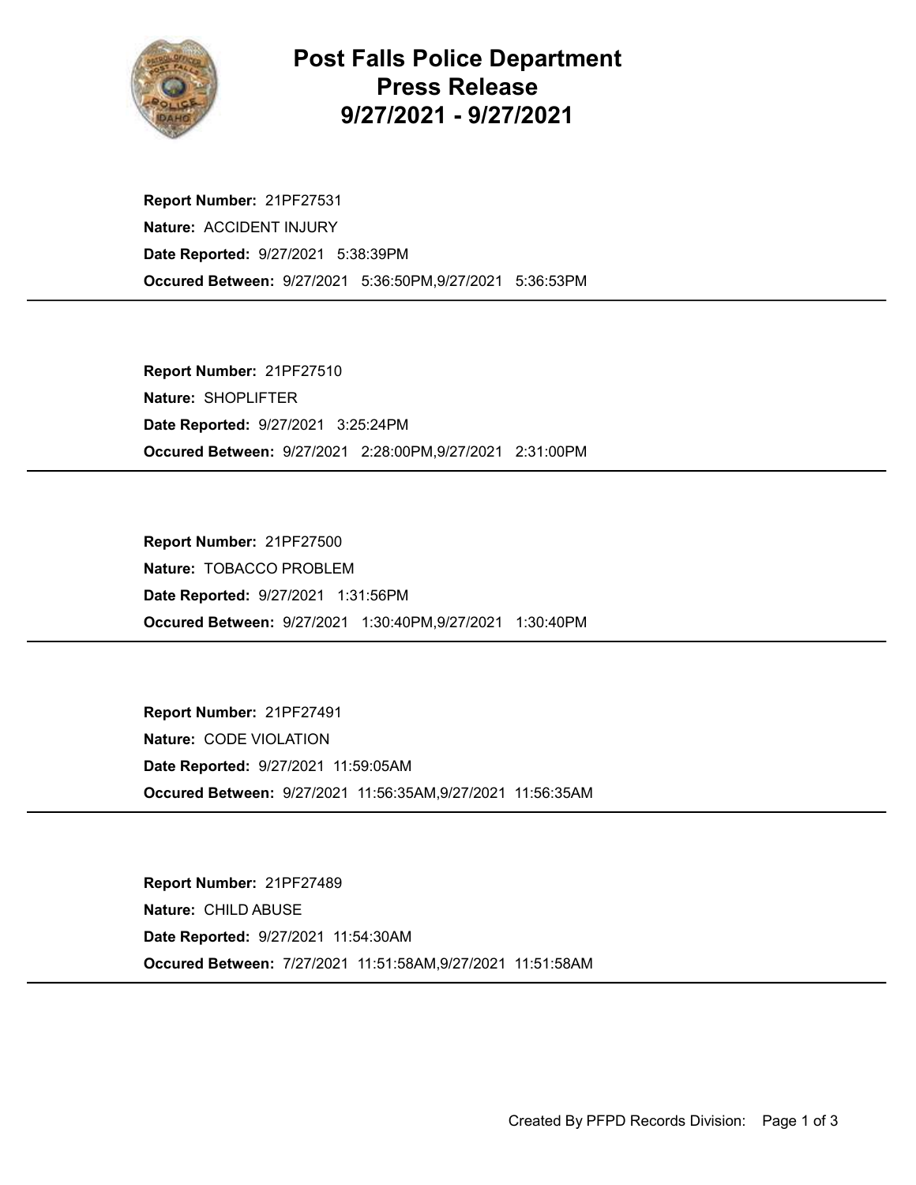# Post Falls Police Department Press Release 9/27/2021 - 9/27/2021

**Report Number:** 21PF27531
**Nature:** ACCIDENT INJURY
**Date Reported:** 9/27/2021 5:38:39PM
**Occured Between:** 9/27/2021 5:36:50PM,9/27/2021 5:36:53PM

---

**Report Number:** 21PF27510
**Nature:** SHOPLIFTER
**Date Reported:** 9/27/2021 3:25:24PM
**Occured Between:** 9/27/2021 2:28:00PM,9/27/2021 2:31:00PM

---

**Report Number:** 21PF27500
**Nature:** TOBACCO PROBLEM
**Date Reported:** 9/27/2021 1:31:56PM
**Occured Between:** 9/27/2021 1:30:40PM,9/27/2021 1:30:40PM

---

**Report Number:** 21PF27491
**Nature:** CODE VIOLATION
**Date Reported:** 9/27/2021 11:59:05AM
**Occured Between:** 9/27/2021 11:56:35AM,9/27/2021 11:56:35AM

---

**Report Number:** 21PF27489
**Nature:** CHILD ABUSE
**Date Reported:** 9/27/2021 11:54:30AM
**Occured Between:** 7/27/2021 11:51:58AM,9/27/2021 11:51:58AM

---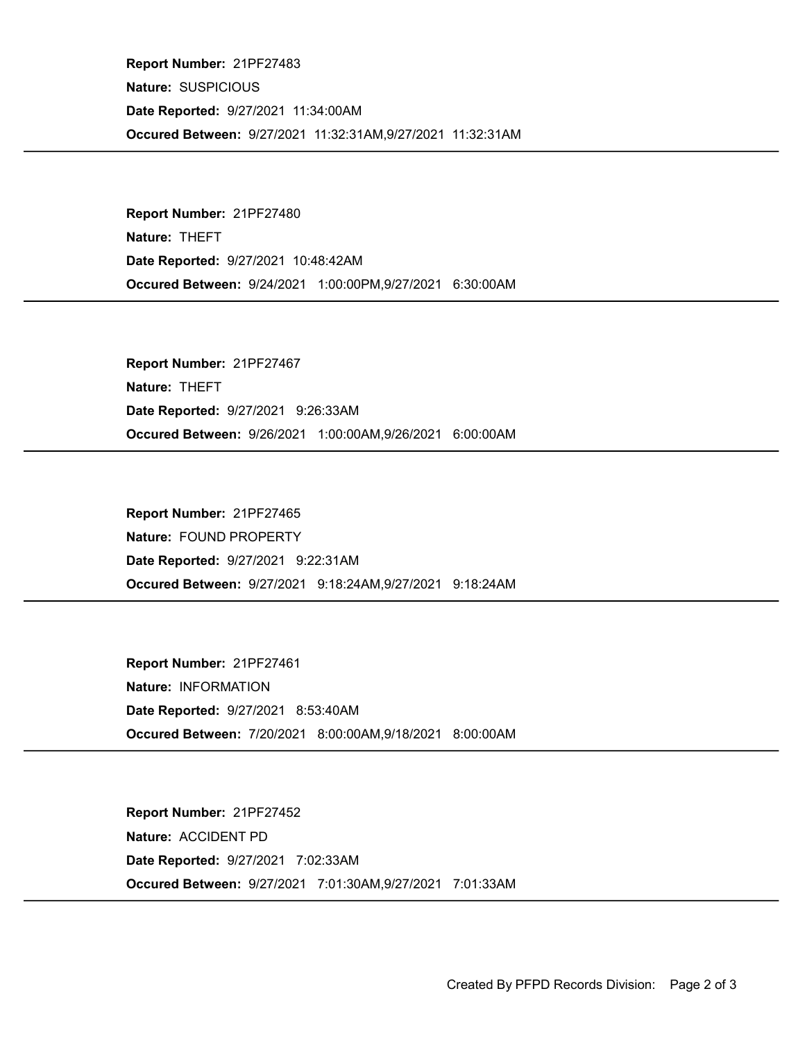**Report Number:** 21PF27483
**Nature:** SUSPICIOUS
**Date Reported:** 9/27/2021 11:34:00AM
**Occured Between:** 9/27/2021 11:32:31AM,9/27/2021 11:32:31AM

---

**Report Number:** 21PF27480
**Nature:** THEFT
**Date Reported:** 9/27/2021 10:48:42AM
**Occured Between:** 9/24/2021 1:00:00PM,9/27/2021 6:30:00AM

---

**Report Number:** 21PF27467
**Nature:** THEFT
**Date Reported:** 9/27/2021 9:26:33AM
**Occured Between:** 9/26/2021 1:00:00AM,9/26/2021 6:00:00AM

---

**Report Number:** 21PF27465
**Nature:** FOUND PROPERTY
**Date Reported:** 9/27/2021 9:22:31AM
**Occured Between:** 9/27/2021 9:18:24AM,9/27/2021 9:18:24AM

---

**Report Number:** 21PF27461
**Nature:** INFORMATION
**Date Reported:** 9/27/2021 8:53:40AM
**Occured Between:** 7/20/2021 8:00:00AM,9/18/2021 8:00:00AM

---

**Report Number:** 21PF27452
**Nature:** ACCIDENT PD
**Date Reported:** 9/27/2021 7:02:33AM
**Occured Between:** 9/27/2021 7:01:30AM,9/27/2021 7:01:33AM

---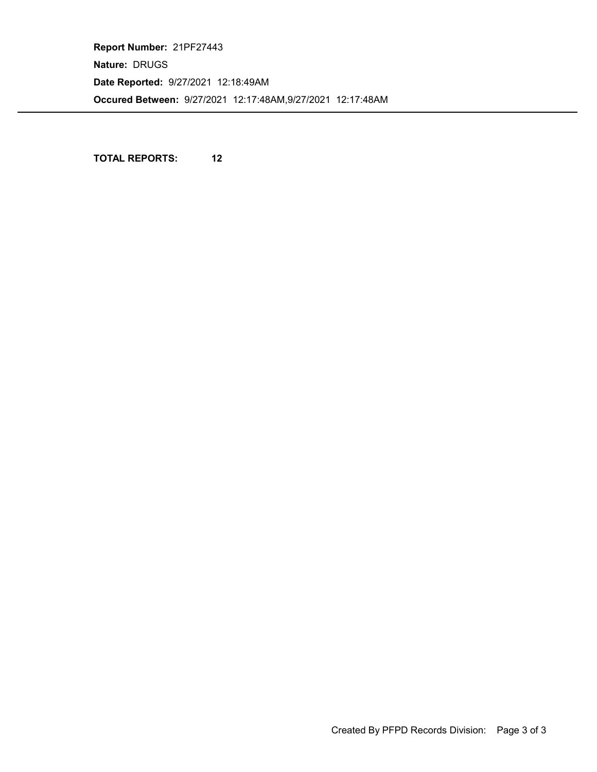**Report Number:** 21PF27443

**Nature:** DRUGS

**Date Reported:** 9/27/2021 12:18:49AM

**Occured Between:** 9/27/2021 12:17:48AM,9/27/2021 12:17:48AM

---

**TOTAL REPORTS: 12**